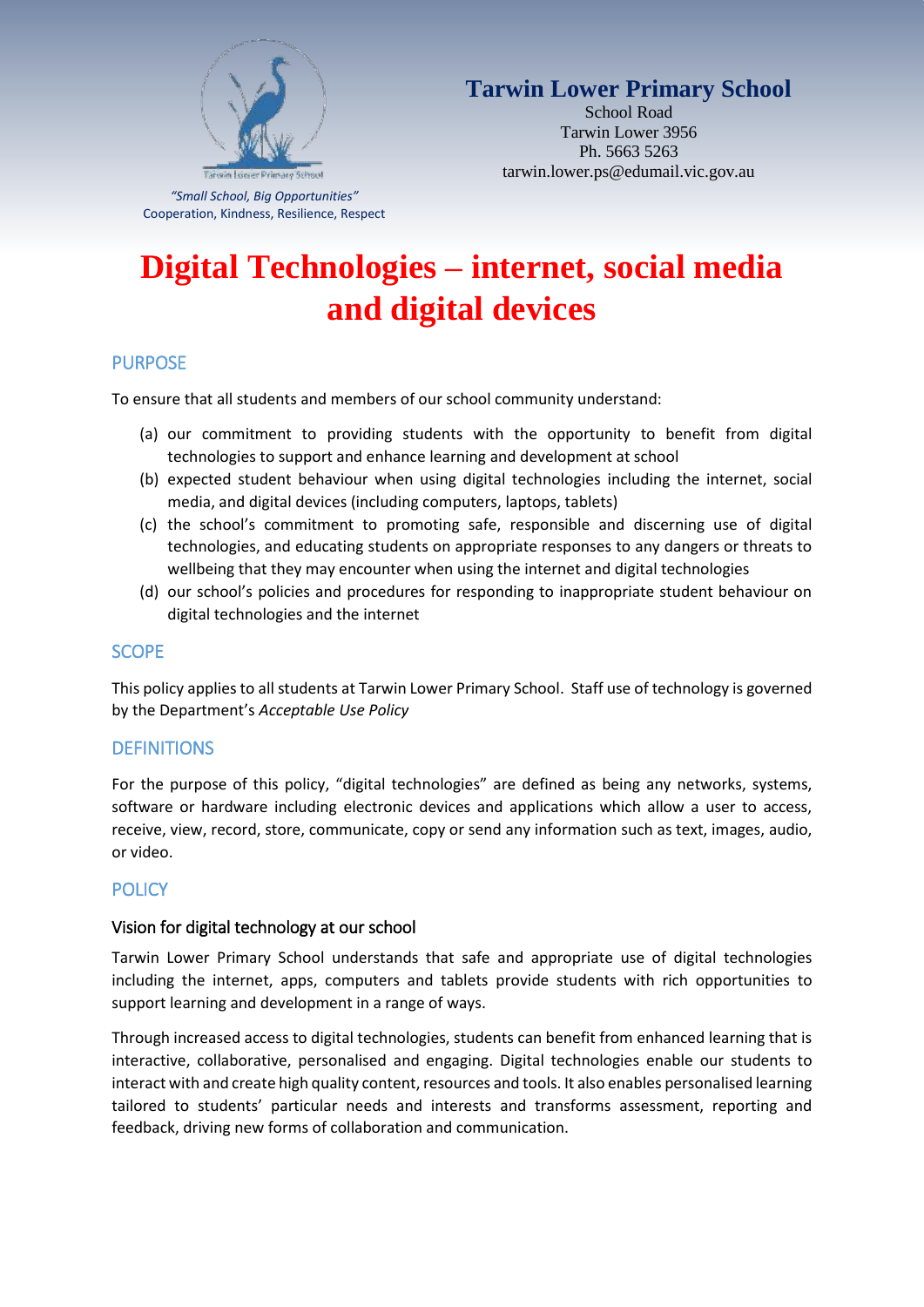Tarwin Lower Primary School

*"Small School, Big Opportunities"*
Cooperation, Kindness, Resilience, Respect

**Tarwin Lower Primary School**
School Road
Tarwin Lower 3956
Ph. 5663 5263
tarwin.lower.ps@edumail.vic.gov.au

# Digital Technologies – internet, social media and digital devices

## PURPOSE

To ensure that all students and members of our school community understand:

(a) our commitment to providing students with the opportunity to benefit from digital technologies to support and enhance learning and development at school
(b) expected student behaviour when using digital technologies including the internet, social media, and digital devices (including computers, laptops, tablets)
(c) the school's commitment to promoting safe, responsible and discerning use of digital technologies, and educating students on appropriate responses to any dangers or threats to wellbeing that they may encounter when using the internet and digital technologies
(d) our school's policies and procedures for responding to inappropriate student behaviour on digital technologies and the internet

## SCOPE

This policy applies to all students at Tarwin Lower Primary School. Staff use of technology is governed by the Department's *Acceptable Use Policy*

## DEFINITIONS

For the purpose of this policy, "digital technologies" are defined as being any networks, systems, software or hardware including electronic devices and applications which allow a user to access, receive, view, record, store, communicate, copy or send any information such as text, images, audio, or video.

## POLICY

### Vision for digital technology at our school

Tarwin Lower Primary School understands that safe and appropriate use of digital technologies including the internet, apps, computers and tablets provide students with rich opportunities to support learning and development in a range of ways.

Through increased access to digital technologies, students can benefit from enhanced learning that is interactive, collaborative, personalised and engaging. Digital technologies enable our students to interact with and create high quality content, resources and tools. It also enables personalised learning tailored to students' particular needs and interests and transforms assessment, reporting and feedback, driving new forms of collaboration and communication.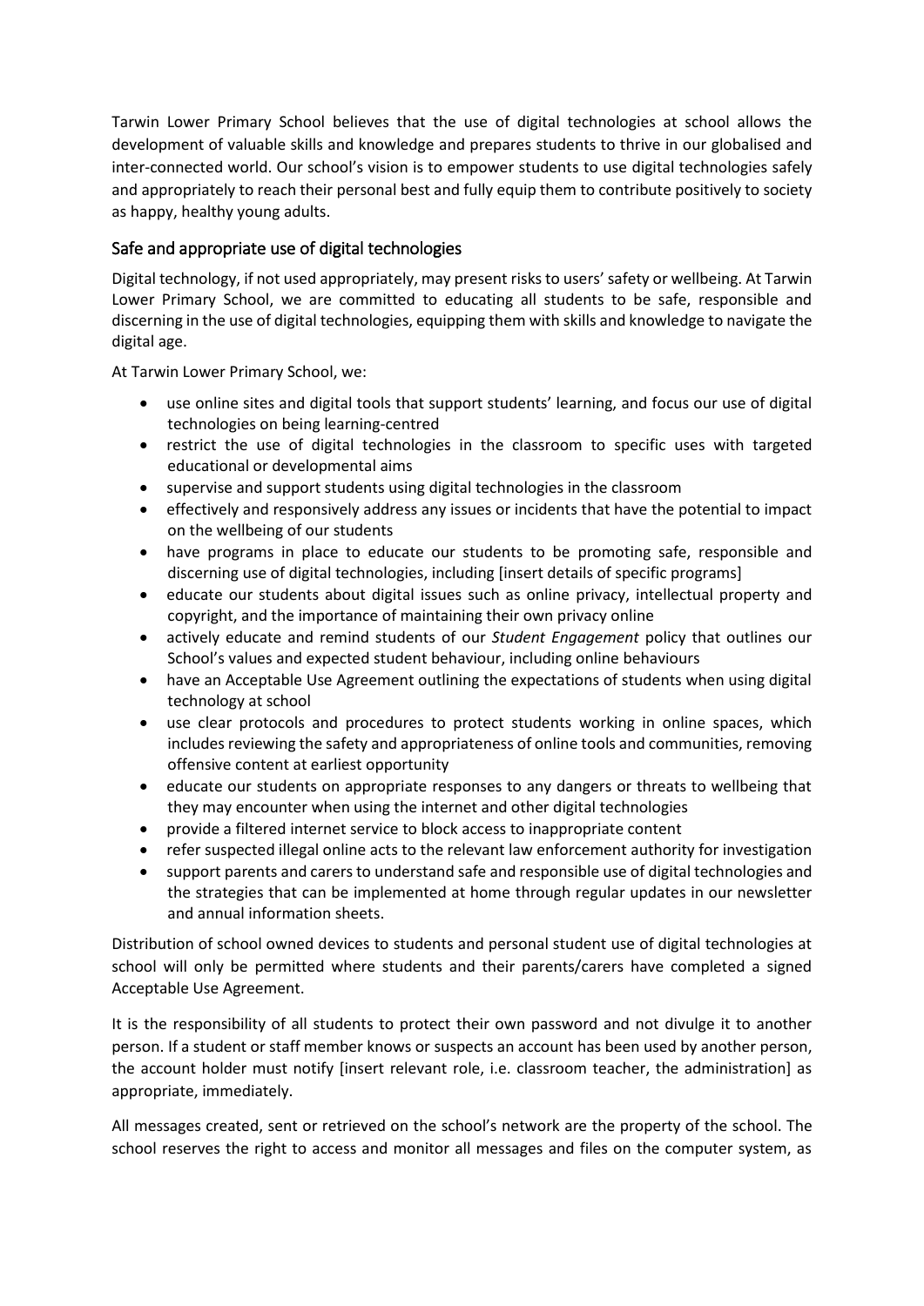Tarwin Lower Primary School believes that the use of digital technologies at school allows the development of valuable skills and knowledge and prepares students to thrive in our globalised and inter-connected world. Our school's vision is to empower students to use digital technologies safely and appropriately to reach their personal best and fully equip them to contribute positively to society as happy, healthy young adults.

## Safe and appropriate use of digital technologies

Digital technology, if not used appropriately, may present risks to users' safety or wellbeing. At Tarwin Lower Primary School, we are committed to educating all students to be safe, responsible and discerning in the use of digital technologies, equipping them with skills and knowledge to navigate the digital age.

At Tarwin Lower Primary School, we:

- use online sites and digital tools that support students' learning, and focus our use of digital technologies on being learning-centred
- restrict the use of digital technologies in the classroom to specific uses with targeted educational or developmental aims
- supervise and support students using digital technologies in the classroom
- effectively and responsively address any issues or incidents that have the potential to impact on the wellbeing of our students
- have programs in place to educate our students to be promoting safe, responsible and discerning use of digital technologies, including [insert details of specific programs]
- educate our students about digital issues such as online privacy, intellectual property and copyright, and the importance of maintaining their own privacy online
- actively educate and remind students of our *Student Engagement* policy that outlines our School's values and expected student behaviour, including online behaviours
- have an Acceptable Use Agreement outlining the expectations of students when using digital technology at school
- use clear protocols and procedures to protect students working in online spaces, which includes reviewing the safety and appropriateness of online tools and communities, removing offensive content at earliest opportunity
- educate our students on appropriate responses to any dangers or threats to wellbeing that they may encounter when using the internet and other digital technologies
- provide a filtered internet service to block access to inappropriate content
- refer suspected illegal online acts to the relevant law enforcement authority for investigation
- support parents and carers to understand safe and responsible use of digital technologies and the strategies that can be implemented at home through regular updates in our newsletter and annual information sheets.

Distribution of school owned devices to students and personal student use of digital technologies at school will only be permitted where students and their parents/carers have completed a signed Acceptable Use Agreement.

It is the responsibility of all students to protect their own password and not divulge it to another person. If a student or staff member knows or suspects an account has been used by another person, the account holder must notify [insert relevant role, i.e. classroom teacher, the administration] as appropriate, immediately.

All messages created, sent or retrieved on the school's network are the property of the school. The school reserves the right to access and monitor all messages and files on the computer system, as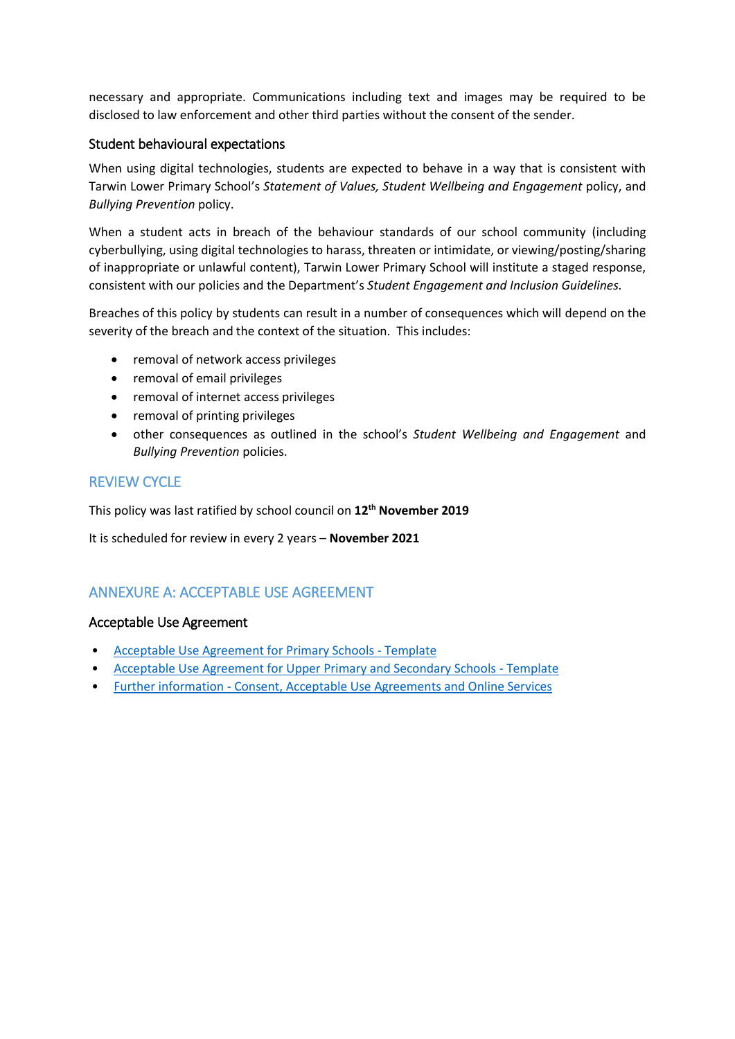necessary and appropriate. Communications including text and images may be required to be disclosed to law enforcement and other third parties without the consent of the sender.

### Student behavioural expectations

When using digital technologies, students are expected to behave in a way that is consistent with Tarwin Lower Primary School's *Statement of Values, Student Wellbeing and Engagement* policy, and *Bullying Prevention* policy.

When a student acts in breach of the behaviour standards of our school community (including cyberbullying, using digital technologies to harass, threaten or intimidate, or viewing/posting/sharing of inappropriate or unlawful content), Tarwin Lower Primary School will institute a staged response, consistent with our policies and the Department's *Student Engagement and Inclusion Guidelines.*

Breaches of this policy by students can result in a number of consequences which will depend on the severity of the breach and the context of the situation. This includes:

- removal of network access privileges
- removal of email privileges
- removal of internet access privileges
- removal of printing privileges
- other consequences as outlined in the school's *Student Wellbeing and Engagement* and *Bullying Prevention* policies.

## REVIEW CYCLE

This policy was last ratified by school council on **12th November 2019**

It is scheduled for review in every 2 years – **November 2021**

## ANNEXURE A: ACCEPTABLE USE AGREEMENT

### Acceptable Use Agreement

- Acceptable Use Agreement for Primary Schools - Template
- Acceptable Use Agreement for Upper Primary and Secondary Schools - Template
- Further information - Consent, Acceptable Use Agreements and Online Services